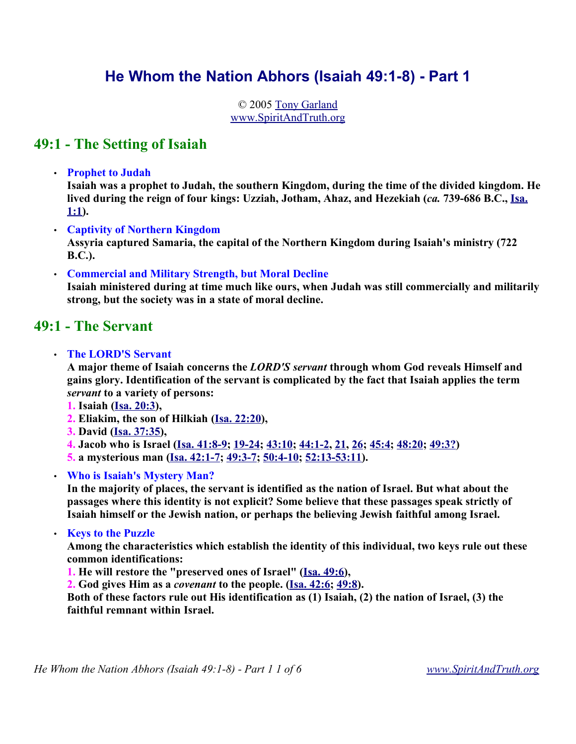# He Whom the Nation Abhors (Isaiah 49:1-8) - Part 1

© 2005 Tony Garland
www.SpiritAndTruth.org

## 49:1 - The Setting of Isaiah

- **Prophet to Judah**
  **Isaiah was a prophet to Judah, the southern Kingdom, during the time of the divided kingdom. He lived during the reign of four kings: Uzziah, Jotham, Ahaz, and Hezekiah (*ca.* 739-686 B.C., Isa. 1:1).**
- **Captivity of Northern Kingdom**
  **Assyria captured Samaria, the capital of the Northern Kingdom during Isaiah's ministry (722 B.C.).**
- **Commercial and Military Strength, but Moral Decline**
  **Isaiah ministered during at time much like ours, when Judah was still commercially and militarily strong, but the society was in a state of moral decline.**

## 49:1 - The Servant

- **The LORD'S Servant**
  **A major theme of Isaiah concerns the *LORD'S servant* through whom God reveals Himself and gains glory. Identification of the servant is complicated by the fact that Isaiah applies the term *servant* to a variety of persons:**
  **1. Isaiah (Isa. 20:3),**
  **2. Eliakim, the son of Hilkiah (Isa. 22:20),**
  **3. David (Isa. 37:35),**
  **4. Jacob who is Israel (Isa. 41:8-9; 19-24; 43:10; 44:1-2, 21, 26; 45:4; 48:20; 49:3?)**
  **5. a mysterious man (Isa. 42:1-7; 49:3-7; 50:4-10; 52:13-53:11).**
- **Who is Isaiah's Mystery Man?**
  **In the majority of places, the servant is identified as the nation of Israel. But what about the passages where this identity is not explicit? Some believe that these passages speak strictly of Isaiah himself or the Jewish nation, or perhaps the believing Jewish faithful among Israel.**
- **Keys to the Puzzle**
  **Among the characteristics which establish the identity of this individual, two keys rule out these common identifications:**
  **1. He will restore the "preserved ones of Israel" (Isa. 49:6),**
  **2. God gives Him as a *covenant* to the people. (Isa. 42:6; 49:8).**
  **Both of these factors rule out His identification as (1) Isaiah, (2) the nation of Israel, (3) the faithful remnant within Israel.**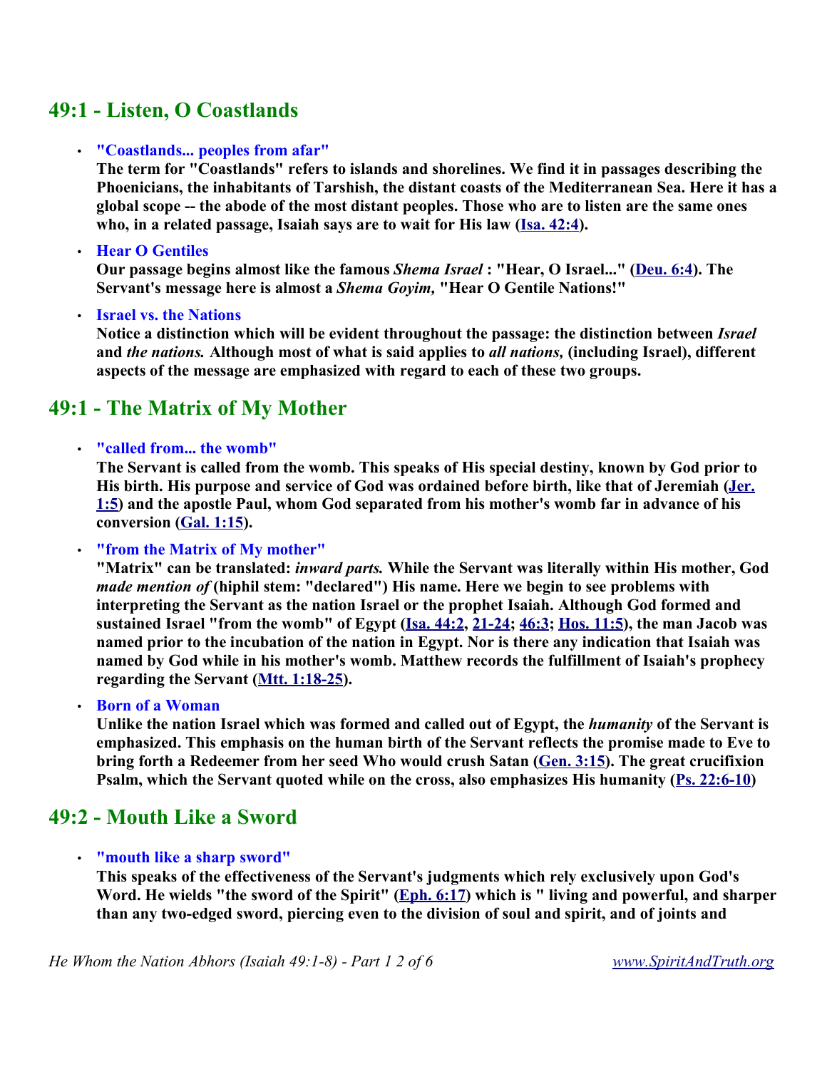## 49:1 - Listen, O Coastlands

- **"Coastlands... peoples from afar"**
  **The term for "Coastlands" refers to islands and shorelines. We find it in passages describing the Phoenicians, the inhabitants of Tarshish, the distant coasts of the Mediterranean Sea. Here it has a global scope -- the abode of the most distant peoples. Those who are to listen are the same ones who, in a related passage, Isaiah says are to wait for His law (Isa. 42:4).**

- **Hear O Gentiles**
  **Our passage begins almost like the famous *Shema Israel* : "Hear, O Israel..." (Deu. 6:4). The Servant's message here is almost a *Shema Goyim,* "Hear O Gentile Nations!"**

- **Israel vs. the Nations**
  **Notice a distinction which will be evident throughout the passage: the distinction between *Israel* and *the nations.* Although most of what is said applies to *all nations,* (including Israel), different aspects of the message are emphasized with regard to each of these two groups.**

## 49:1 - The Matrix of My Mother

- **"called from... the womb"**
  **The Servant is called from the womb. This speaks of His special destiny, known by God prior to His birth. His purpose and service of God was ordained before birth, like that of Jeremiah (Jer. 1:5) and the apostle Paul, whom God separated from his mother's womb far in advance of his conversion (Gal. 1:15).**

- **"from the Matrix of My mother"**
  **"Matrix" can be translated: *inward parts.* While the Servant was literally within His mother, God *made mention of* (hiphil stem: "declared") His name. Here we begin to see problems with interpreting the Servant as the nation Israel or the prophet Isaiah. Although God formed and sustained Israel "from the womb" of Egypt (Isa. 44:2, 21-24; 46:3; Hos. 11:5), the man Jacob was named prior to the incubation of the nation in Egypt. Nor is there any indication that Isaiah was named by God while in his mother's womb. Matthew records the fulfillment of Isaiah's prophecy regarding the Servant (Mtt. 1:18-25).**

- **Born of a Woman**
  **Unlike the nation Israel which was formed and called out of Egypt, the *humanity* of the Servant is emphasized. This emphasis on the human birth of the Servant reflects the promise made to Eve to bring forth a Redeemer from her seed Who would crush Satan (Gen. 3:15). The great crucifixion Psalm, which the Servant quoted while on the cross, also emphasizes His humanity (Ps. 22:6-10)**

## 49:2 - Mouth Like a Sword

- **"mouth like a sharp sword"**
  **This speaks of the effectiveness of the Servant's judgments which rely exclusively upon God's Word. He wields "the sword of the Spirit" (Eph. 6:17) which is " living and powerful, and sharper than any two-edged sword, piercing even to the division of soul and spirit, and of joints and**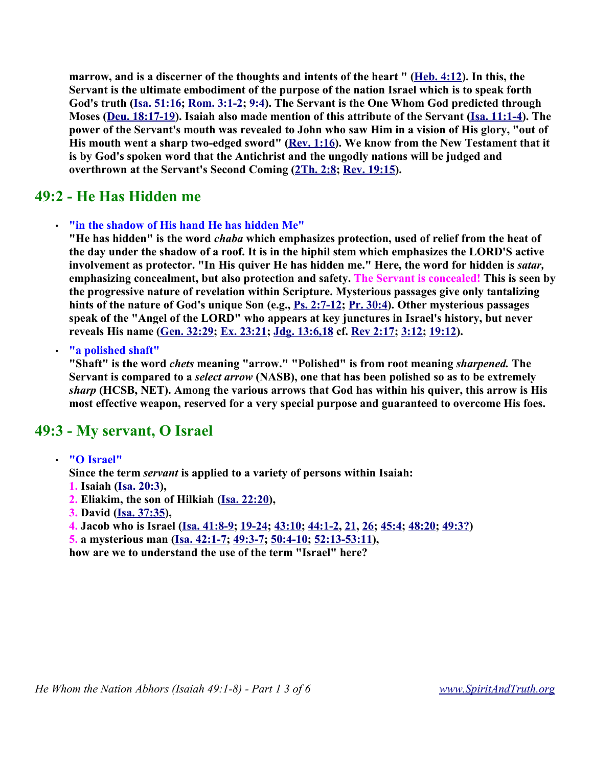**marrow, and is a discerner of the thoughts and intents of the heart " (Heb. 4:12). In this, the Servant is the ultimate embodiment of the purpose of the nation Israel which is to speak forth God's truth (Isa. 51:16; Rom. 3:1-2; 9:4). The Servant is the One Whom God predicted through Moses (Deu. 18:17-19). Isaiah also made mention of this attribute of the Servant (Isa. 11:1-4). The power of the Servant's mouth was revealed to John who saw Him in a vision of His glory, "out of His mouth went a sharp two-edged sword" (Rev. 1:16). We know from the New Testament that it is by God's spoken word that the Antichrist and the ungodly nations will be judged and overthrown at the Servant's Second Coming (2Th. 2:8; Rev. 19:15).**

## 49:2 - He Has Hidden me

- **"in the shadow of His hand He has hidden Me"**
  **"He has hidden" is the word *chaba* which emphasizes protection, used of relief from the heat of the day under the shadow of a roof. It is in the hiphil stem which emphasizes the LORD'S active involvement as protector. "In His quiver He has hidden me." Here, the word for hidden is *satar,* emphasizing concealment, but also protection and safety. The Servant is concealed! This is seen by the progressive nature of revelation within Scripture. Mysterious passages give only tantalizing hints of the nature of God's unique Son (e.g., Ps. 2:7-12; Pr. 30:4). Other mysterious passages speak of the "Angel of the LORD" who appears at key junctures in Israel's history, but never reveals His name (Gen. 32:29; Ex. 23:21; Jdg. 13:6,18 cf. Rev 2:17; 3:12; 19:12).**
- **"a polished shaft"**
  **"Shaft" is the word *chets* meaning "arrow." "Polished" is from root meaning *sharpened.* The Servant is compared to a *select arrow* (NASB), one that has been polished so as to be extremely *sharp* (HCSB, NET). Among the various arrows that God has within his quiver, this arrow is His most effective weapon, reserved for a very special purpose and guaranteed to overcome His foes.**

## 49:3 - My servant, O Israel

- **"O Israel"**
  **Since the term *servant* is applied to a variety of persons within Isaiah:**
  **1. Isaiah (Isa. 20:3),**
  **2. Eliakim, the son of Hilkiah (Isa. 22:20),**
  **3. David (Isa. 37:35),**
  **4. Jacob who is Israel (Isa. 41:8-9; 19-24; 43:10; 44:1-2, 21, 26; 45:4; 48:20; 49:3?)**
  **5. a mysterious man (Isa. 42:1-7; 49:3-7; 50:4-10; 52:13-53:11),**
  **how are we to understand the use of the term "Israel" here?**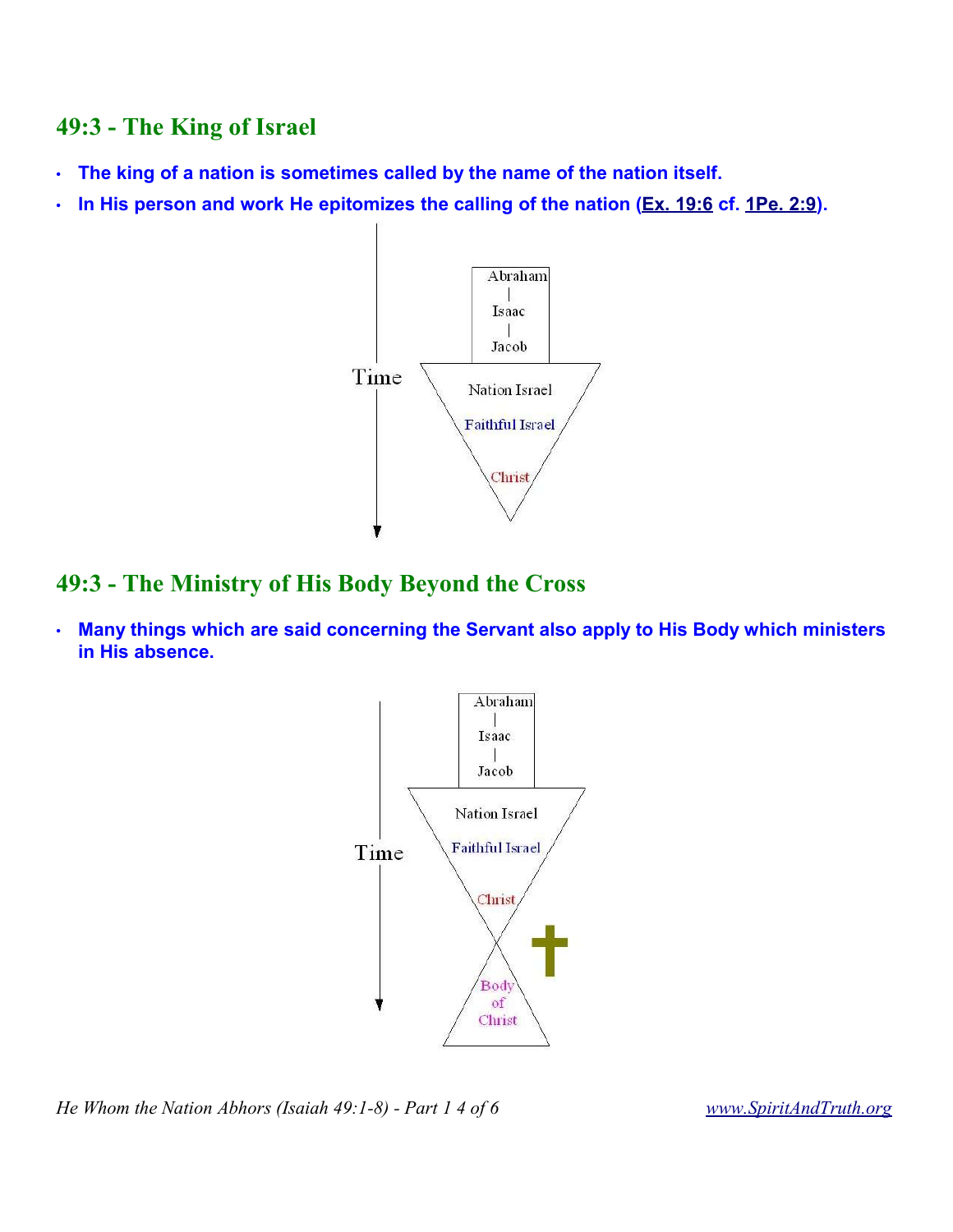## 49:3 - The King of Israel

- **The king of a nation is sometimes called by the name of the nation itself.**
- **In His person and work He epitomizes the calling of the nation (Ex. 19:6 cf. 1Pe. 2:9).**

Abraham
|
Isaac
|
Jacob

Time

Nation Israel
Faithful Israel
Christ

## 49:3 - The Ministry of His Body Beyond the Cross

- **Many things which are said concerning the Servant also apply to His Body which ministers in His absence.**

Abraham
|
Isaac
|
Jacob

Time

Nation Israel
Faithful Israel
Christ

Body of Christ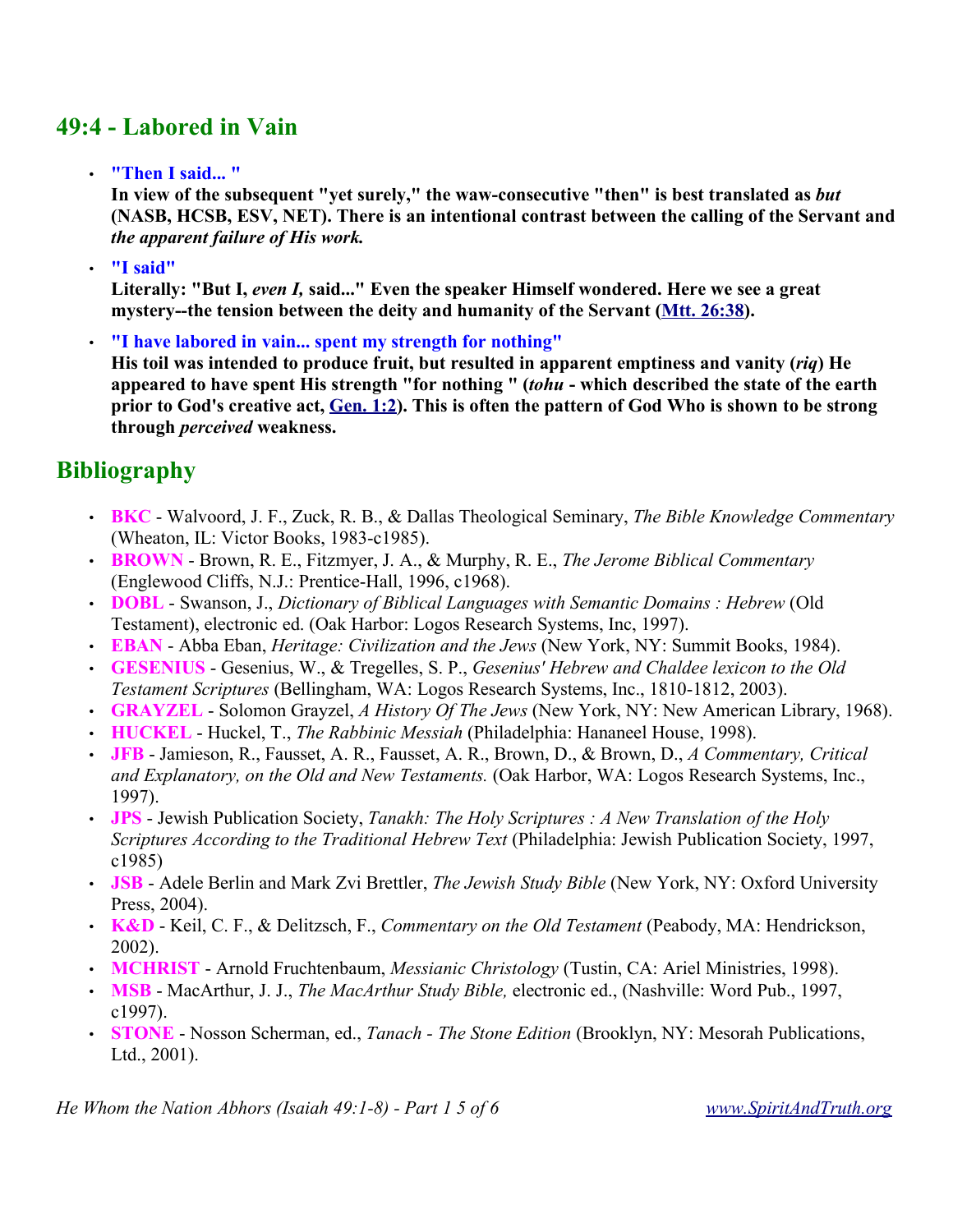## 49:4 - Labored in Vain

- **"Then I said... "**
  **In view of the subsequent "yet surely," the waw-consecutive "then" is best translated as *but* (NASB, HCSB, ESV, NET). There is an intentional contrast between the calling of the Servant and *the apparent failure of His work.***
- **"I said"**
  **Literally: "But I, *even I,* said..." Even the speaker Himself wondered. Here we see a great mystery--the tension between the deity and humanity of the Servant ([Mtt. 26:38](#)).**
- **"I have labored in vain... spent my strength for nothing"**
  **His toil was intended to produce fruit, but resulted in apparent emptiness and vanity (*riq*) He appeared to have spent His strength "for nothing " (*tohu* - which described the state of the earth prior to God's creative act, [Gen. 1:2](#)). This is often the pattern of God Who is shown to be strong through *perceived* weakness.**

## Bibliography

- **BKC** - Walvoord, J. F., Zuck, R. B., & Dallas Theological Seminary, *The Bible Knowledge Commentary* (Wheaton, IL: Victor Books, 1983-c1985).
- **BROWN** - Brown, R. E., Fitzmyer, J. A., & Murphy, R. E., *The Jerome Biblical Commentary* (Englewood Cliffs, N.J.: Prentice-Hall, 1996, c1968).
- **DOBL** - Swanson, J., *Dictionary of Biblical Languages with Semantic Domains : Hebrew* (Old Testament), electronic ed. (Oak Harbor: Logos Research Systems, Inc, 1997).
- **EBAN** - Abba Eban, *Heritage: Civilization and the Jews* (New York, NY: Summit Books, 1984).
- **GESENIUS** - Gesenius, W., & Tregelles, S. P., *Gesenius' Hebrew and Chaldee lexicon to the Old Testament Scriptures* (Bellingham, WA: Logos Research Systems, Inc., 1810-1812, 2003).
- **GRAYZEL** - Solomon Grayzel, *A History Of The Jews* (New York, NY: New American Library, 1968).
- **HUCKEL** - Huckel, T., *The Rabbinic Messiah* (Philadelphia: Hananeel House, 1998).
- **JFB** - Jamieson, R., Fausset, A. R., Fausset, A. R., Brown, D., & Brown, D., *A Commentary, Critical and Explanatory, on the Old and New Testaments.* (Oak Harbor, WA: Logos Research Systems, Inc., 1997).
- **JPS** - Jewish Publication Society, *Tanakh: The Holy Scriptures : A New Translation of the Holy Scriptures According to the Traditional Hebrew Text* (Philadelphia: Jewish Publication Society, 1997, c1985)
- **JSB** - Adele Berlin and Mark Zvi Brettler, *The Jewish Study Bible* (New York, NY: Oxford University Press, 2004).
- **K&D** - Keil, C. F., & Delitzsch, F., *Commentary on the Old Testament* (Peabody, MA: Hendrickson, 2002).
- **MCHRIST** - Arnold Fruchtenbaum, *Messianic Christology* (Tustin, CA: Ariel Ministries, 1998).
- **MSB** - MacArthur, J. J., *The MacArthur Study Bible,* electronic ed., (Nashville: Word Pub., 1997, c1997).
- **STONE** - Nosson Scherman, ed., *Tanach - The Stone Edition* (Brooklyn, NY: Mesorah Publications, Ltd., 2001).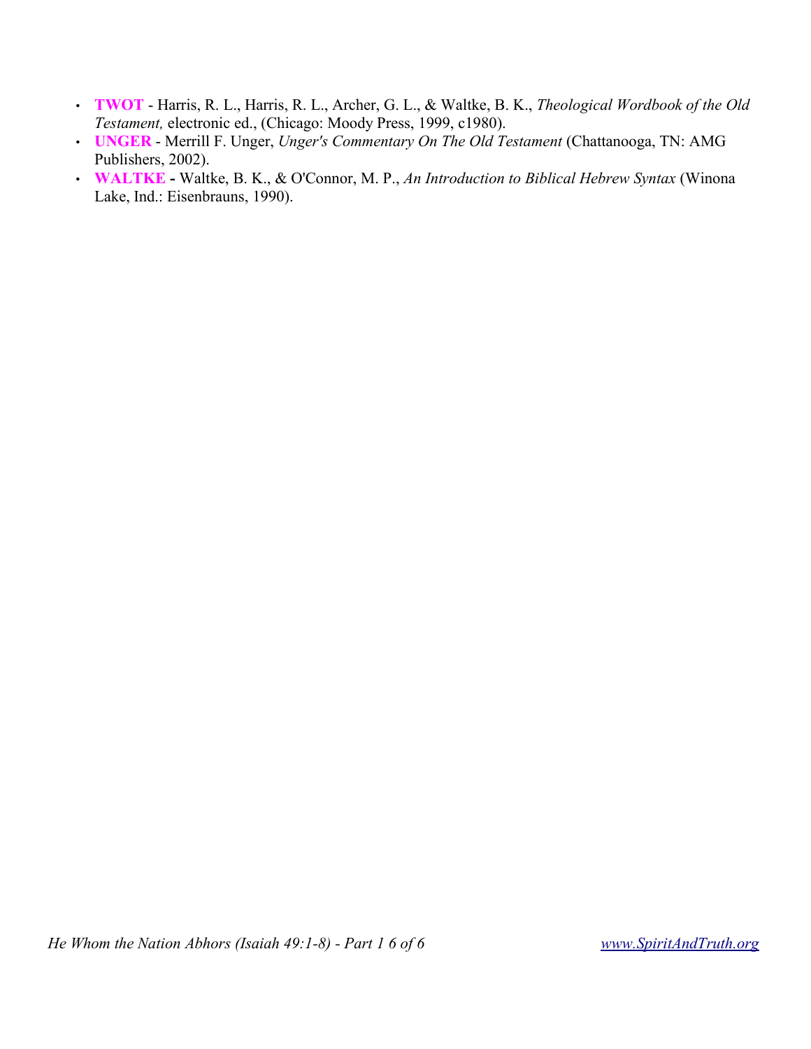- **TWOT** - Harris, R. L., Harris, R. L., Archer, G. L., & Waltke, B. K., *Theological Wordbook of the Old Testament,* electronic ed., (Chicago: Moody Press, 1999, c1980).
- **UNGER** - Merrill F. Unger, *Unger's Commentary On The Old Testament* (Chattanooga, TN: AMG Publishers, 2002).
- **WALTKE -** Waltke, B. K., & O'Connor, M. P., *An Introduction to Biblical Hebrew Syntax* (Winona Lake, Ind.: Eisenbrauns, 1990).